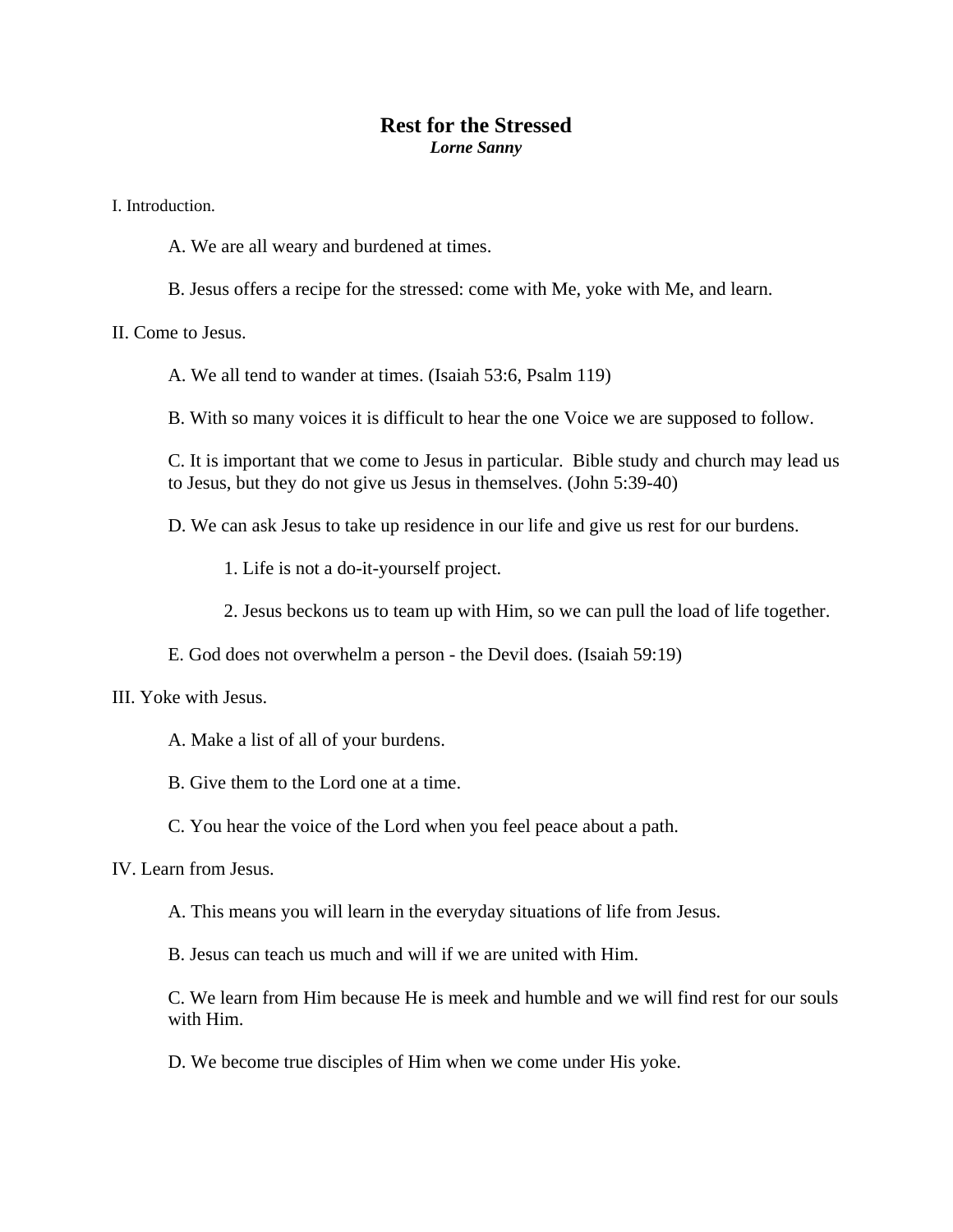# Rest for the Stressed

***Lorne Sanny***

I. Introduction.

A. We are all weary and burdened at times.

B. Jesus offers a recipe for the stressed: come with Me, yoke with Me, and learn.

II. Come to Jesus.

A. We all tend to wander at times. (Isaiah 53:6, Psalm 119)

B. With so many voices it is difficult to hear the one Voice we are supposed to follow.

C. It is important that we come to Jesus in particular. Bible study and church may lead us to Jesus, but they do not give us Jesus in themselves. (John 5:39-40)

D. We can ask Jesus to take up residence in our life and give us rest for our burdens.

1. Life is not a do-it-yourself project.

2. Jesus beckons us to team up with Him, so we can pull the load of life together.

E. God does not overwhelm a person - the Devil does. (Isaiah 59:19)

III. Yoke with Jesus.

A. Make a list of all of your burdens.

B. Give them to the Lord one at a time.

C. You hear the voice of the Lord when you feel peace about a path.

IV. Learn from Jesus.

A. This means you will learn in the everyday situations of life from Jesus.

B. Jesus can teach us much and will if we are united with Him.

C. We learn from Him because He is meek and humble and we will find rest for our souls with Him.

D. We become true disciples of Him when we come under His yoke.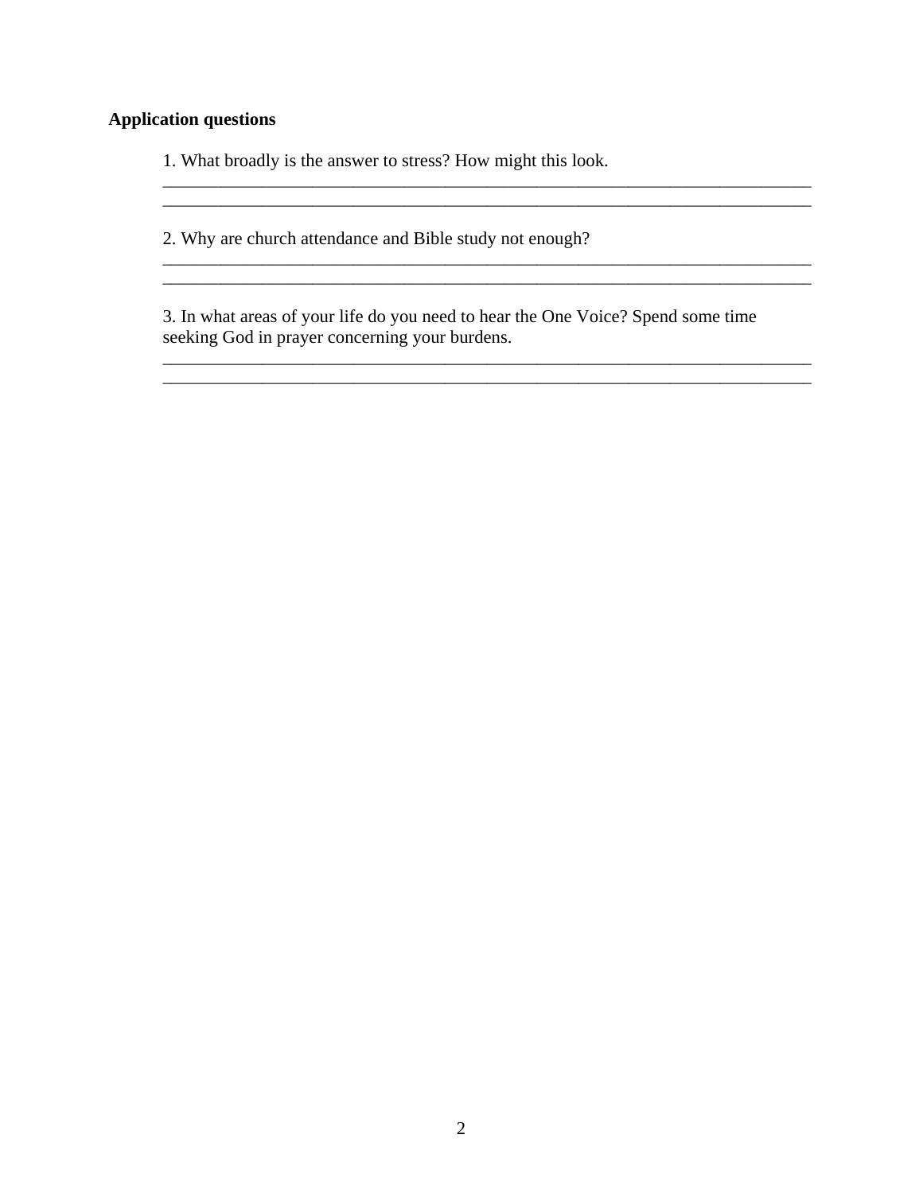**Application questions**

1. What broadly is the answer to stress? How might this look.

_____________________________________________________________________________
_____________________________________________________________________________

2. Why are church attendance and Bible study not enough?

_____________________________________________________________________________
_____________________________________________________________________________

3. In what areas of your life do you need to hear the One Voice? Spend some time seeking God in prayer concerning your burdens.

_____________________________________________________________________________
_____________________________________________________________________________